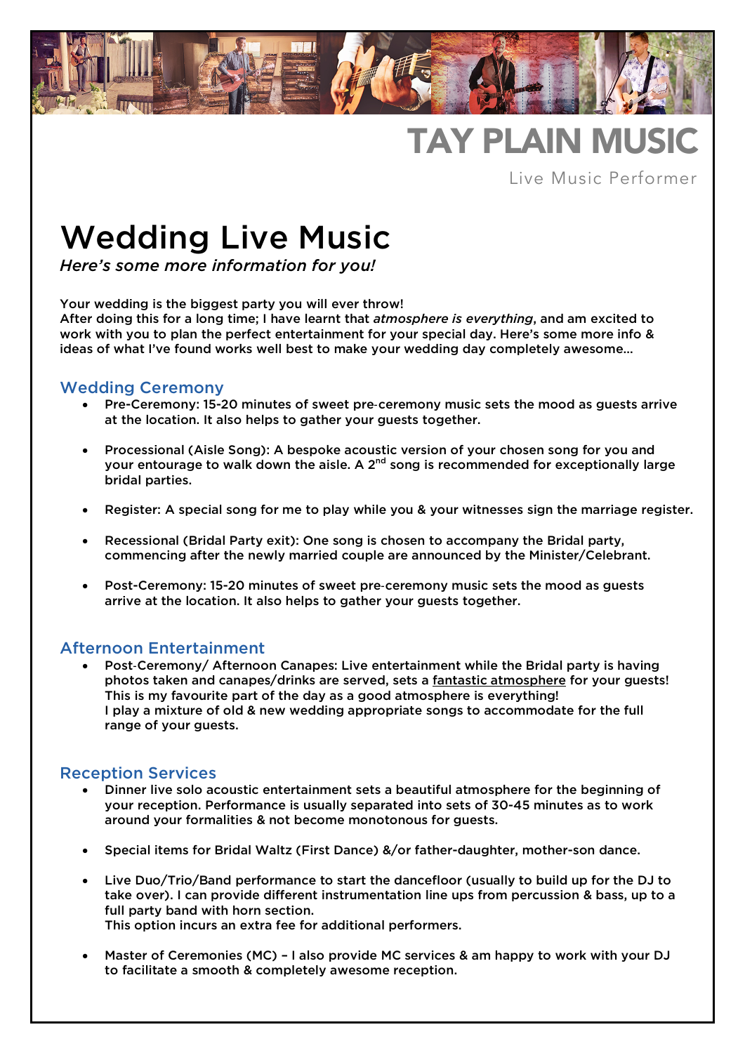# TAY PLAIN MUSIC

Live Music Performer

# Wedding Live Music

*Here's some more information for you!*

Your wedding is the biggest party you will ever throw!
After doing this for a long time; I have learnt that *atmosphere is everything*, and am excited to work with you to plan the perfect entertainment for your special day. Here's some more info & ideas of what I've found works well best to make your wedding day completely awesome…

## Wedding Ceremony

- Pre-Ceremony: 15-20 minutes of sweet pre-ceremony music sets the mood as guests arrive at the location. It also helps to gather your guests together.
- Processional (Aisle Song): A bespoke acoustic version of your chosen song for you and your entourage to walk down the aisle. A 2nd song is recommended for exceptionally large bridal parties.
- Register: A special song for me to play while you & your witnesses sign the marriage register.
- Recessional (Bridal Party exit): One song is chosen to accompany the Bridal party, commencing after the newly married couple are announced by the Minister/Celebrant.
- Post-Ceremony: 15-20 minutes of sweet pre-ceremony music sets the mood as guests arrive at the location. It also helps to gather your guests together.

## Afternoon Entertainment

- Post-Ceremony/ Afternoon Canapes: Live entertainment while the Bridal party is having photos taken and canapes/drinks are served, sets a fantastic atmosphere for your guests! This is my favourite part of the day as a good atmosphere is everything!
  I play a mixture of old & new wedding appropriate songs to accommodate for the full range of your guests.

## Reception Services

- Dinner live solo acoustic entertainment sets a beautiful atmosphere for the beginning of your reception. Performance is usually separated into sets of 30-45 minutes as to work around your formalities & not become monotonous for guests.
- Special items for Bridal Waltz (First Dance) &/or father-daughter, mother-son dance.
- Live Duo/Trio/Band performance to start the dancefloor (usually to build up for the DJ to take over). I can provide different instrumentation line ups from percussion & bass, up to a full party band with horn section.
  This option incurs an extra fee for additional performers.
- Master of Ceremonies (MC) – I also provide MC services & am happy to work with your DJ to facilitate a smooth & completely awesome reception.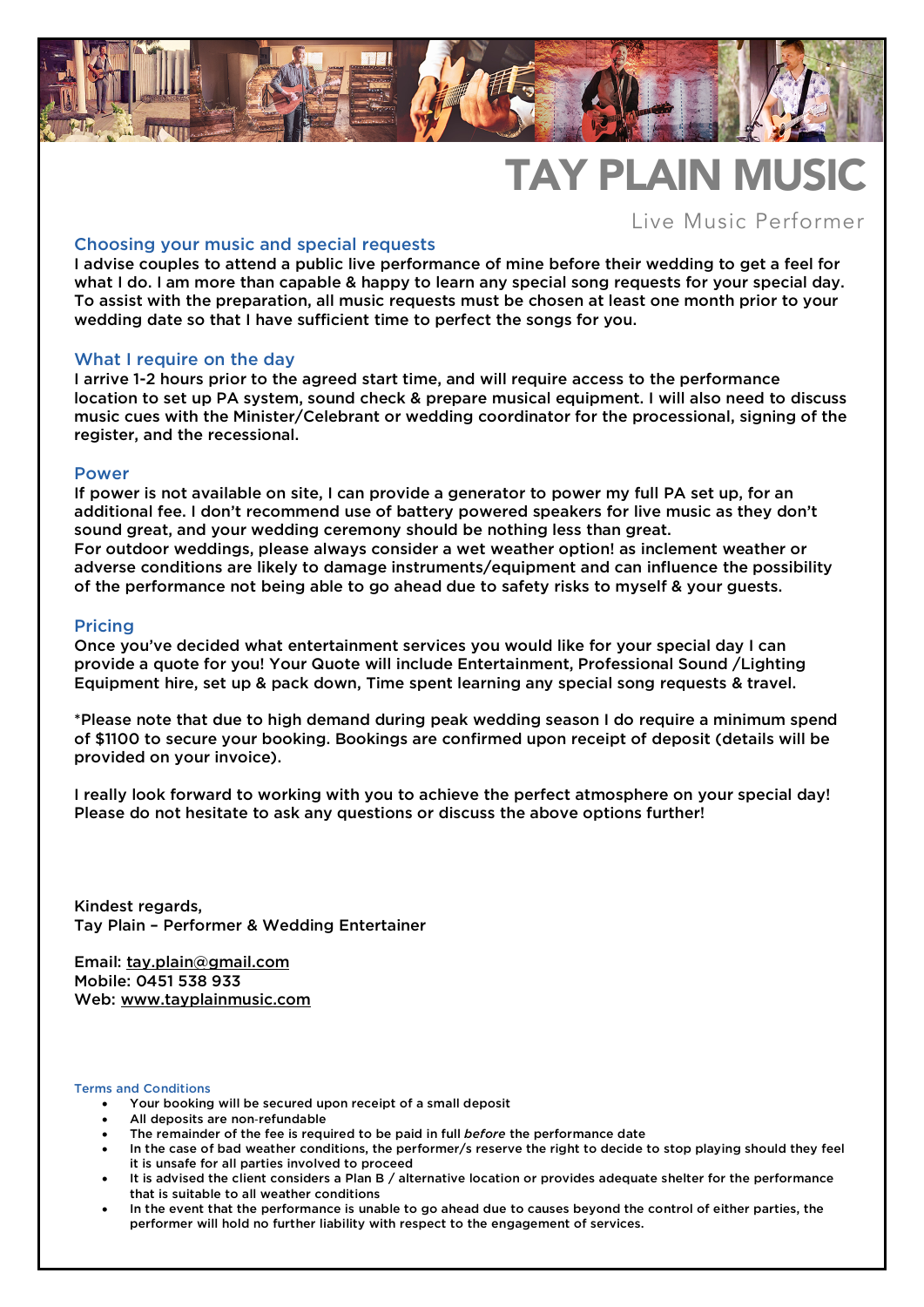# TAY PLAIN MUSIC

Live Music Performer

## Choosing your music and special requests

I advise couples to attend a public live performance of mine before their wedding to get a feel for what I do. I am more than capable & happy to learn any special song requests for your special day. To assist with the preparation, all music requests must be chosen at least one month prior to your wedding date so that I have sufficient time to perfect the songs for you.

## What I require on the day

I arrive 1-2 hours prior to the agreed start time, and will require access to the performance location to set up PA system, sound check & prepare musical equipment. I will also need to discuss music cues with the Minister/Celebrant or wedding coordinator for the processional, signing of the register, and the recessional.

## Power

If power is not available on site, I can provide a generator to power my full PA set up, for an additional fee. I don't recommend use of battery powered speakers for live music as they don't sound great, and your wedding ceremony should be nothing less than great.
For outdoor weddings, please always consider a wet weather option! as inclement weather or adverse conditions are likely to damage instruments/equipment and can influence the possibility of the performance not being able to go ahead due to safety risks to myself & your guests.

## Pricing

Once you've decided what entertainment services you would like for your special day I can provide a quote for you! Your Quote will include Entertainment, Professional Sound /Lighting Equipment hire, set up & pack down, Time spent learning any special song requests & travel.

*Please note that due to high demand during peak wedding season I do require a minimum spend of $1100 to secure your booking. Bookings are confirmed upon receipt of deposit (details will be provided on your invoice).

I really look forward to working with you to achieve the perfect atmosphere on your special day! Please do not hesitate to ask any questions or discuss the above options further!

Kindest regards,
Tay Plain – Performer & Wedding Entertainer

Email: tay.plain@gmail.com
Mobile: 0451 538 933
Web: www.tayplainmusic.com

### Terms and Conditions

- Your booking will be secured upon receipt of a small deposit
- All deposits are non-refundable
- The remainder of the fee is required to be paid in full *before* the performance date
- In the case of bad weather conditions, the performer/s reserve the right to decide to stop playing should they feel it is unsafe for all parties involved to proceed
- It is advised the client considers a Plan B / alternative location or provides adequate shelter for the performance that is suitable to all weather conditions
- In the event that the performance is unable to go ahead due to causes beyond the control of either parties, the performer will hold no further liability with respect to the engagement of services.